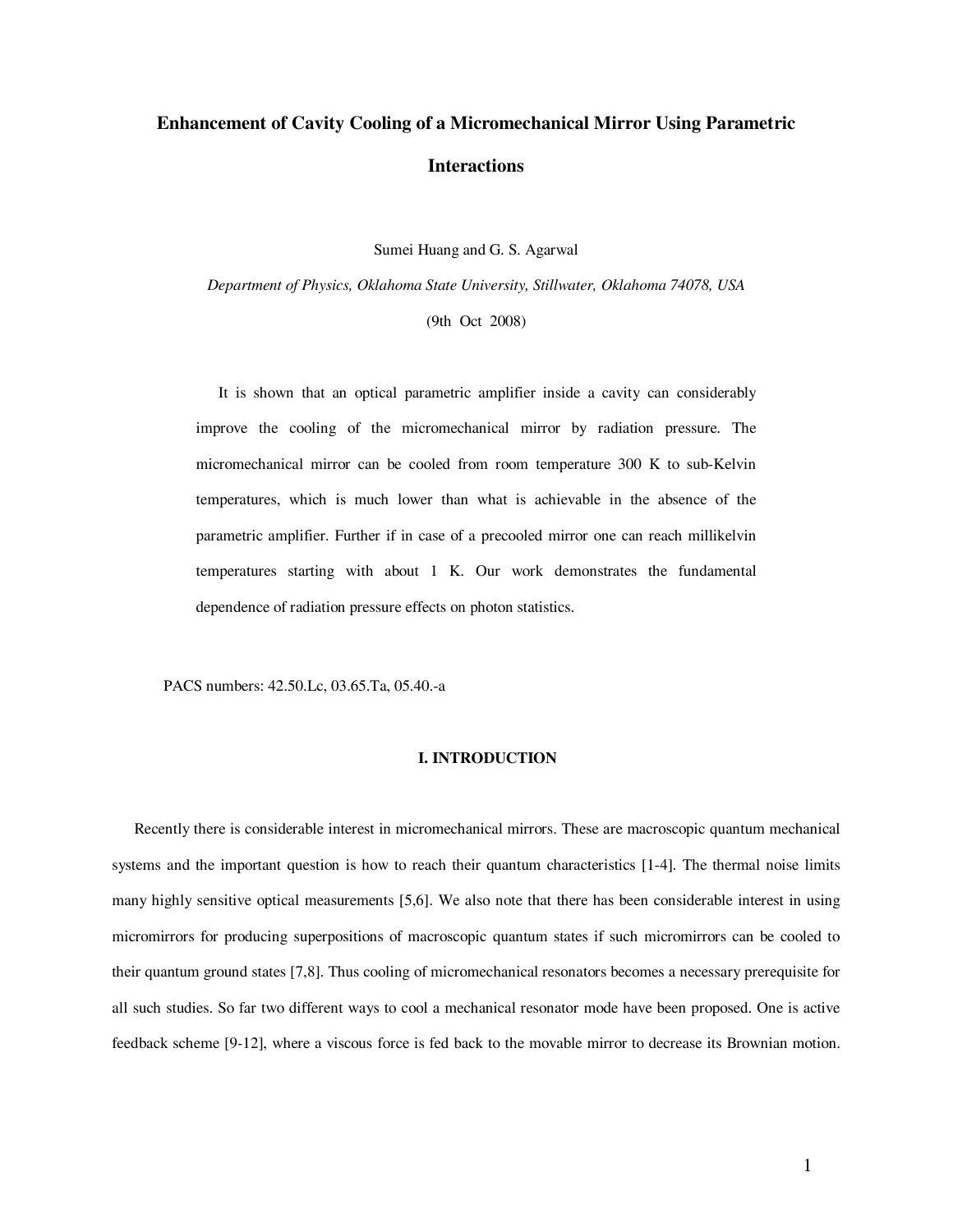# Enhancement of Cavity Cooling of a Micromechanical Mirror Using Parametric Interactions

Sumei Huang and G. S. Agarwal

*Department of Physics, Oklahoma State University, Stillwater, Oklahoma 74078, USA*

(9th Oct 2008)

It is shown that an optical parametric amplifier inside a cavity can considerably improve the cooling of the micromechanical mirror by radiation pressure. The micromechanical mirror can be cooled from room temperature 300 K to sub-Kelvin temperatures, which is much lower than what is achievable in the absence of the parametric amplifier. Further if in case of a precooled mirror one can reach millikelvin temperatures starting with about 1 K. Our work demonstrates the fundamental dependence of radiation pressure effects on photon statistics.

PACS numbers: 42.50.Lc, 03.65.Ta, 05.40.-a

## I. INTRODUCTION

Recently there is considerable interest in micromechanical mirrors. These are macroscopic quantum mechanical systems and the important question is how to reach their quantum characteristics [1-4]. The thermal noise limits many highly sensitive optical measurements [5,6]. We also note that there has been considerable interest in using micromirrors for producing superpositions of macroscopic quantum states if such micromirrors can be cooled to their quantum ground states [7,8]. Thus cooling of micromechanical resonators becomes a necessary prerequisite for all such studies. So far two different ways to cool a mechanical resonator mode have been proposed. One is active feedback scheme [9-12], where a viscous force is fed back to the movable mirror to decrease its Brownian motion.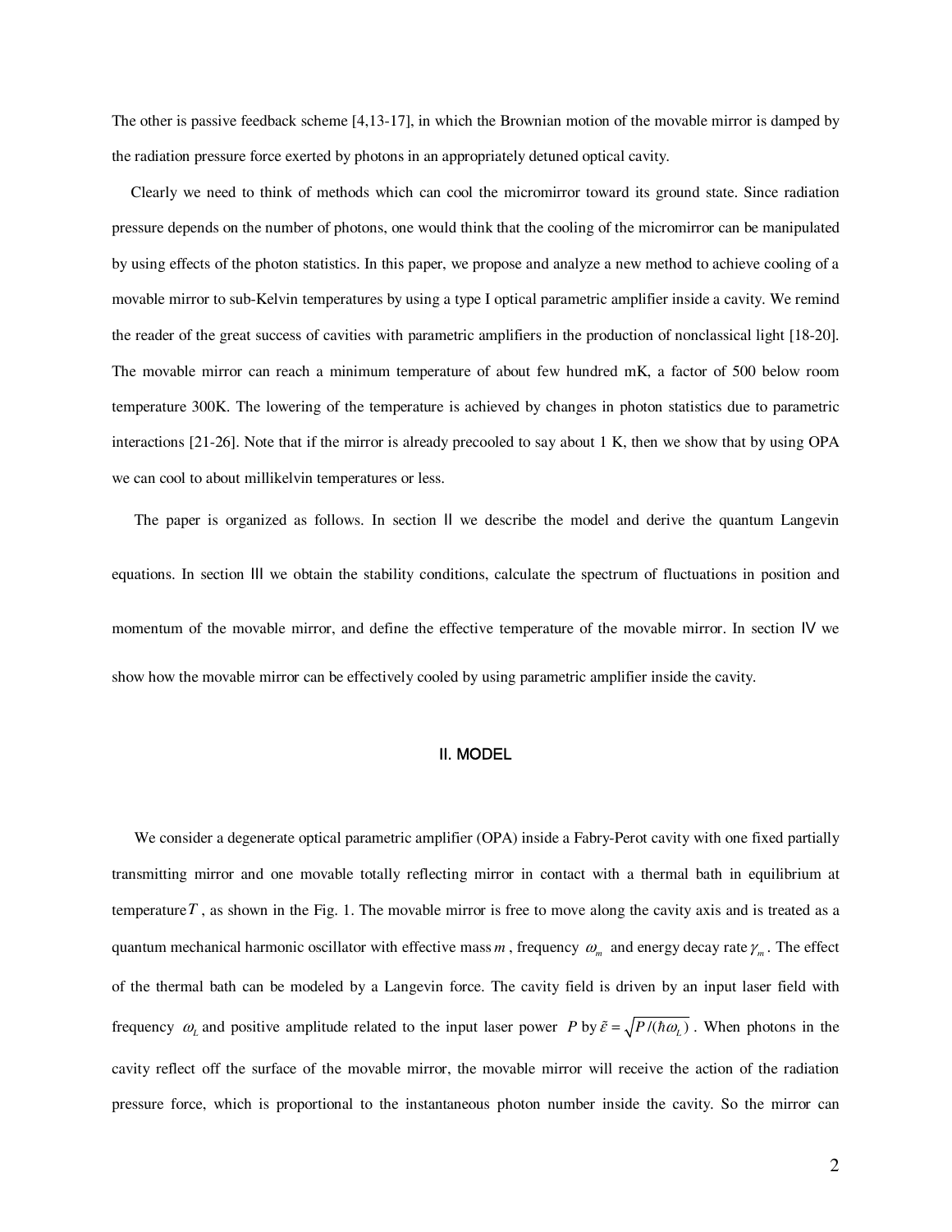The other is passive feedback scheme [4,13-17], in which the Brownian motion of the movable mirror is damped by the radiation pressure force exerted by photons in an appropriately detuned optical cavity.

Clearly we need to think of methods which can cool the micromirror toward its ground state. Since radiation pressure depends on the number of photons, one would think that the cooling of the micromirror can be manipulated by using effects of the photon statistics. In this paper, we propose and analyze a new method to achieve cooling of a movable mirror to sub-Kelvin temperatures by using a type I optical parametric amplifier inside a cavity. We remind the reader of the great success of cavities with parametric amplifiers in the production of nonclassical light [18-20]. The movable mirror can reach a minimum temperature of about few hundred mK, a factor of 500 below room temperature 300K. The lowering of the temperature is achieved by changes in photon statistics due to parametric interactions [21-26]. Note that if the mirror is already precooled to say about 1 K, then we show that by using OPA we can cool to about millikelvin temperatures or less.

The paper is organized as follows. In section II we describe the model and derive the quantum Langevin equations. In section III we obtain the stability conditions, calculate the spectrum of fluctuations in position and momentum of the movable mirror, and define the effective temperature of the movable mirror. In section IV we show how the movable mirror can be effectively cooled by using parametric amplifier inside the cavity.

## II. MODEL

We consider a degenerate optical parametric amplifier (OPA) inside a Fabry-Perot cavity with one fixed partially transmitting mirror and one movable totally reflecting mirror in contact with a thermal bath in equilibrium at temperature $T$, as shown in the Fig. 1. The movable mirror is free to move along the cavity axis and is treated as a quantum mechanical harmonic oscillator with effective mass $m$, frequency $\omega_m$ and energy decay rate $\gamma_m$. The effect of the thermal bath can be modeled by a Langevin force. The cavity field is driven by an input laser field with frequency $\omega_L$ and positive amplitude related to the input laser power $P$ by $\tilde{\varepsilon} = \sqrt{P/(\hbar\omega_L)}$. When photons in the cavity reflect off the surface of the movable mirror, the movable mirror will receive the action of the radiation pressure force, which is proportional to the instantaneous photon number inside the cavity. So the mirror can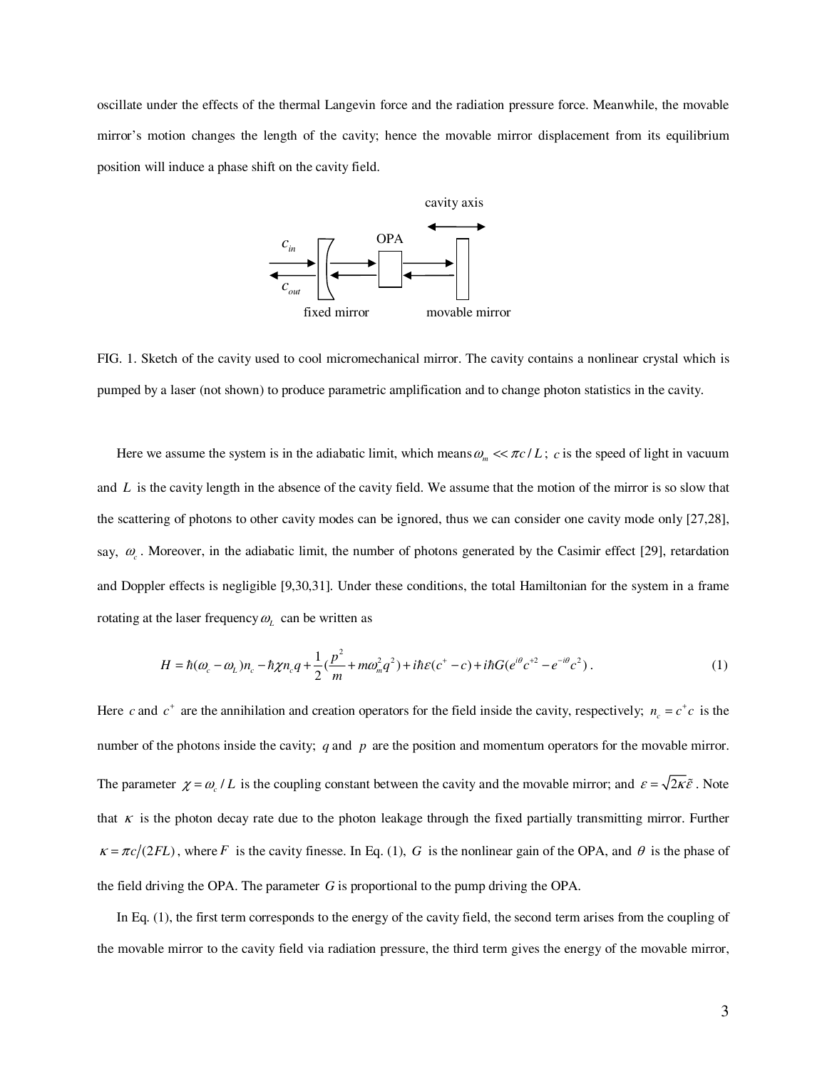oscillate under the effects of the thermal Langevin force and the radiation pressure force. Meanwhile, the movable mirror's motion changes the length of the cavity; hence the movable mirror displacement from its equilibrium position will induce a phase shift on the cavity field.

FIG. 1. Sketch of the cavity used to cool micromechanical mirror. The cavity contains a nonlinear crystal which is pumped by a laser (not shown) to produce parametric amplification and to change photon statistics in the cavity.

Here we assume the system is in the adiabatic limit, which means $\omega_m << \pi c / L$ ; $c$ is the speed of light in vacuum and $L$ is the cavity length in the absence of the cavity field. We assume that the motion of the mirror is so slow that the scattering of photons to other cavity modes can be ignored, thus we can consider one cavity mode only [27,28], say, $\omega_c$. Moreover, in the adiabatic limit, the number of photons generated by the Casimir effect [29], retardation and Doppler effects is negligible [9,30,31]. Under these conditions, the total Hamiltonian for the system in a frame rotating at the laser frequency $\omega_L$ can be written as

$$H = \hbar(\omega_c - \omega_L)n_c - \hbar\chi n_c q + \frac{1}{2}(\frac{p^2}{m} + m\omega_m^2 q^2) + i\hbar\varepsilon(c^+ - c) + i\hbar G(e^{i\theta}c^{+2} - e^{-i\theta}c^2) . \tag{1}$$

Here $c$ and $c^+$ are the annihilation and creation operators for the field inside the cavity, respectively; $n_c = c^+ c$ is the number of the photons inside the cavity; $q$ and $p$ are the position and momentum operators for the movable mirror. The parameter $\chi = \omega_c / L$ is the coupling constant between the cavity and the movable mirror; and $\varepsilon = \sqrt{2\kappa}\tilde{\varepsilon}$. Note that $\kappa$ is the photon decay rate due to the photon leakage through the fixed partially transmitting mirror. Further $\kappa = \pi c/(2FL)$, where $F$ is the cavity finesse. In Eq. (1), $G$ is the nonlinear gain of the OPA, and $\theta$ is the phase of the field driving the OPA. The parameter $G$ is proportional to the pump driving the OPA.

In Eq. (1), the first term corresponds to the energy of the cavity field, the second term arises from the coupling of the movable mirror to the cavity field via radiation pressure, the third term gives the energy of the movable mirror,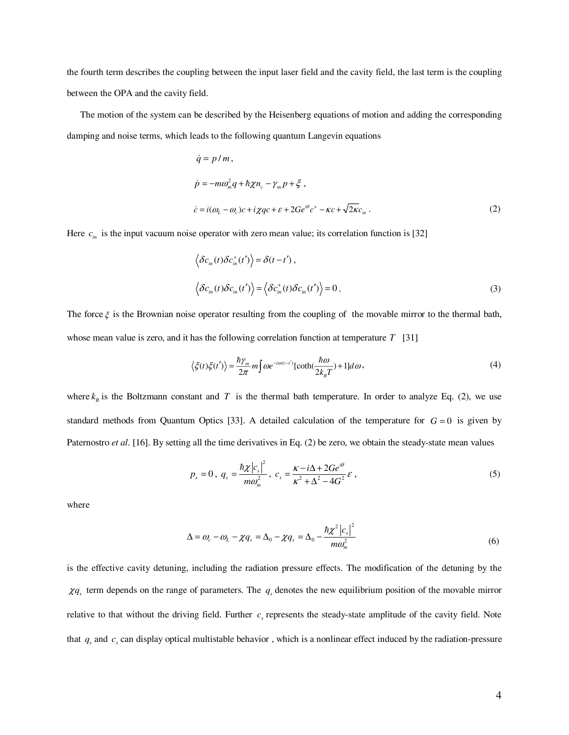the fourth term describes the coupling between the input laser field and the cavity field, the last term is the coupling between the OPA and the cavity field.

The motion of the system can be described by the Heisenberg equations of motion and adding the corresponding damping and noise terms, which leads to the following quantum Langevin equations

$$
\begin{aligned}
&\dot{q} = p/m\,, \\
&\dot{p} = -m\omega_m^2 q + \hbar\chi n_c - \gamma_m p + \xi\,, \\
&\dot{c} = i(\omega_L - \omega_c)c + i\chi q c + \varepsilon + 2Ge^{i\theta}c^{+} - \kappa c + \sqrt{2\kappa}c_{in}\,.
\end{aligned}
\tag{2}
$$

Here $c_{in}$ is the input vacuum noise operator with zero mean value; its correlation function is [32]

$$
\begin{aligned}
&\left\langle \delta c_{in}(t)\delta c_{in}^{+}(t')\right\rangle = \delta(t-t')\,, \\
&\left\langle \delta c_{in}(t)\delta c_{in}(t')\right\rangle = \left\langle \delta c_{in}^{+}(t)\delta c_{in}(t')\right\rangle = 0\,.
\end{aligned}
\tag{3}
$$

The force $\xi$ is the Brownian noise operator resulting from the coupling of the movable mirror to the thermal bath, whose mean value is zero, and it has the following correlation function at temperature $T$ [31]

$$
\left\langle \xi(t)\xi(t')\right\rangle = \frac{\hbar\gamma_m}{2\pi} m \int \omega e^{-i\omega(t-t')}[\coth(\frac{\hbar\omega}{2k_B T}) + 1]d\omega\,,
\tag{4}
$$

where $k_B$ is the Boltzmann constant and $T$ is the thermal bath temperature. In order to analyze Eq. (2), we use standard methods from Quantum Optics [33]. A detailed calculation of the temperature for $G = 0$ is given by Paternostro *et al*. [16]. By setting all the time derivatives in Eq. (2) be zero, we obtain the steady-state mean values

$$
p_s = 0\,,\; q_s = \frac{\hbar\chi\left|c_s\right|^2}{m\omega_m^2}\,,\; c_s = \frac{\kappa - i\Delta + 2Ge^{i\theta}}{\kappa^2 + \Delta^2 - 4G^2}\varepsilon\,,
\tag{5}
$$

where

$$
\Delta = \omega_c - \omega_L - \chi q_s = \Delta_0 - \chi q_s = \Delta_0 - \frac{\hbar\chi^2\left|c_s\right|^2}{m\omega_m^2}
\tag{6}
$$

is the effective cavity detuning, including the radiation pressure effects. The modification of the detuning by the $\chi q_s$ term depends on the range of parameters. The $q_s$ denotes the new equilibrium position of the movable mirror relative to that without the driving field. Further $c_s$ represents the steady-state amplitude of the cavity field. Note that $q_s$ and $c_s$ can display optical multistable behavior , which is a nonlinear effect induced by the radiation-pressure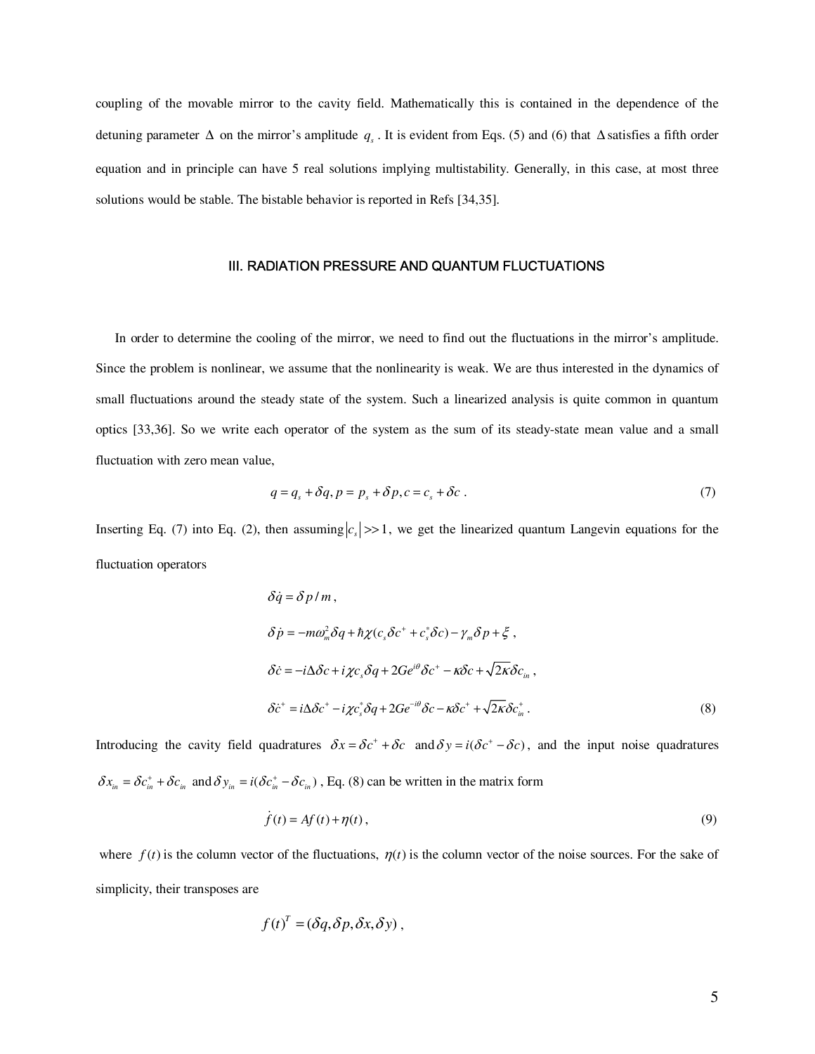coupling of the movable mirror to the cavity field. Mathematically this is contained in the dependence of the detuning parameter $\Delta$ on the mirror's amplitude $q_s$. It is evident from Eqs. (5) and (6) that $\Delta$ satisfies a fifth order equation and in principle can have 5 real solutions implying multistability. Generally, in this case, at most three solutions would be stable. The bistable behavior is reported in Refs [34,35].

## III. RADIATION PRESSURE AND QUANTUM FLUCTUATIONS

In order to determine the cooling of the mirror, we need to find out the fluctuations in the mirror's amplitude. Since the problem is nonlinear, we assume that the nonlinearity is weak. We are thus interested in the dynamics of small fluctuations around the steady state of the system. Such a linearized analysis is quite common in quantum optics [33,36]. So we write each operator of the system as the sum of its steady-state mean value and a small fluctuation with zero mean value,

$$q = q_s + \delta q, p = p_s + \delta p, c = c_s + \delta c \ . \tag{7}$$

Inserting Eq. (7) into Eq. (2), then assuming $|c_s| >> 1$, we get the linearized quantum Langevin equations for the fluctuation operators

$$
\begin{aligned}
&\delta \dot{q} = \delta p / m \, , \\
&\delta \dot{p} = -m\omega_m^2 \delta q + \hbar \chi (c_s \delta c^+ + c_s^* \delta c) - \gamma_m \delta p + \xi \, , \\
&\delta \dot{c} = -i\Delta \delta c + i\chi c_s \delta q + 2Ge^{i\theta} \delta c^+ - \kappa \delta c + \sqrt{2\kappa}\delta c_{in} \, , \\
&\delta \dot{c}^+ = i\Delta \delta c^+ - i\chi c_s^* \delta q + 2Ge^{-i\theta} \delta c - \kappa \delta c^+ + \sqrt{2\kappa}\delta c_{in}^+ \, .
\end{aligned} \tag{8}
$$

Introducing the cavity field quadratures $\delta x = \delta c^+ + \delta c$ and $\delta y = i(\delta c^+ - \delta c)$, and the input noise quadratures $\delta x_{in} = \delta c_{in}^+ + \delta c_{in}$ and $\delta y_{in} = i(\delta c_{in}^+ - \delta c_{in})$, Eq. (8) can be written in the matrix form

$$\dot{f}(t) = Af(t) + \eta(t) \, , \tag{9}$$

where $f(t)$ is the column vector of the fluctuations, $\eta(t)$ is the column vector of the noise sources. For the sake of simplicity, their transposes are

$$f(t)^T = (\delta q, \delta p, \delta x, \delta y) \, ,$$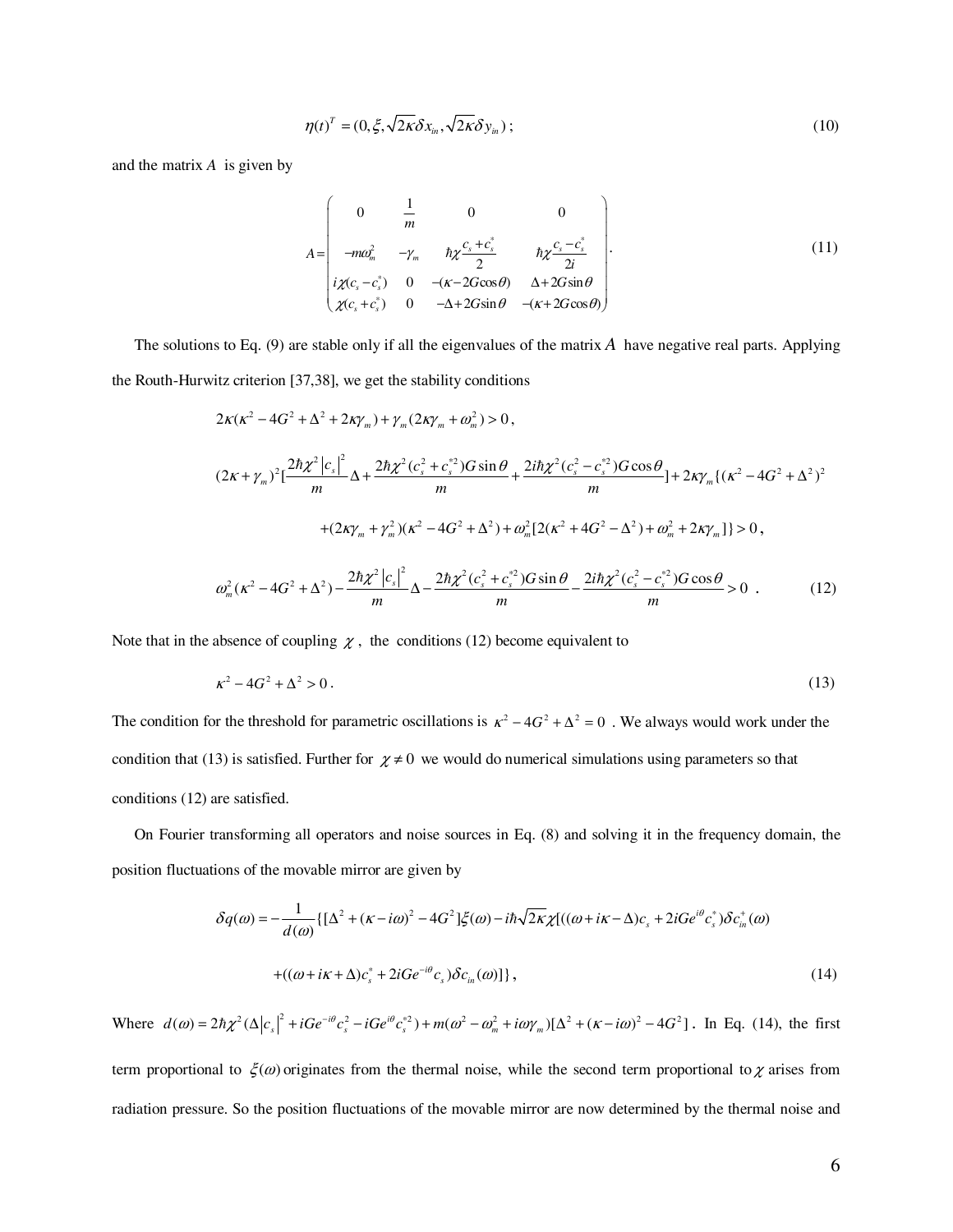$$\eta(t)^T = (0, \xi, \sqrt{2\kappa}\delta x_{in}, \sqrt{2\kappa}\delta y_{in}); \tag{10}$$

and the matrix $A$ is given by

$$A = \begin{pmatrix} 0 & \frac{1}{m} & 0 & 0 \\ -m\omega_m^2 & -\gamma_m & \hbar\chi\frac{c_s + c_s^*}{2} & \hbar\chi\frac{c_s - c_s^*}{2i} \\ i\chi(c_s - c_s^*) & 0 & -(\kappa - 2G\cos\theta) & \Delta + 2G\sin\theta \\ \chi(c_s + c_s^*) & 0 & -\Delta + 2G\sin\theta & -(\kappa + 2G\cos\theta) \end{pmatrix}. \tag{11}$$

The solutions to Eq. (9) are stable only if all the eigenvalues of the matrix $A$ have negative real parts. Applying the Routh-Hurwitz criterion [37,38], we get the stability conditions

$$2\kappa(\kappa^2 - 4G^2 + \Delta^2 + 2\kappa\gamma_m) + \gamma_m(2\kappa\gamma_m + \omega_m^2) > 0,$$

$$(2\kappa + \gamma_m)^2\left[\frac{2\hbar\chi^2|c_s|^2}{m}\Delta + \frac{2\hbar\chi^2(c_s^2 + c_s^{*2})G\sin\theta}{m} + \frac{2i\hbar\chi^2(c_s^2 - c_s^{*2})G\cos\theta}{m}\right] + 2\kappa\gamma_m\{(\kappa^2 - 4G^2 + \Delta^2)^2$$

$$+ (2\kappa\gamma_m + \gamma_m^2)(\kappa^2 - 4G^2 + \Delta^2) + \omega_m^2[2(\kappa^2 + 4G^2 - \Delta^2) + \omega_m^2 + 2\kappa\gamma_m]\} > 0,$$

$$\omega_m^2(\kappa^2 - 4G^2 + \Delta^2) - \frac{2\hbar\chi^2|c_s|^2}{m}\Delta - \frac{2\hbar\chi^2(c_s^2 + c_s^{*2})G\sin\theta}{m} - \frac{2i\hbar\chi^2(c_s^2 - c_s^{*2})G\cos\theta}{m} > 0. \tag{12}$$

Note that in the absence of coupling $\chi$, the conditions (12) become equivalent to

$$\kappa^2 - 4G^2 + \Delta^2 > 0. \tag{13}$$

The condition for the threshold for parametric oscillations is $\kappa^2 - 4G^2 + \Delta^2 = 0$. We always would work under the condition that (13) is satisfied. Further for $\chi \neq 0$ we would do numerical simulations using parameters so that conditions (12) are satisfied.

On Fourier transforming all operators and noise sources in Eq. (8) and solving it in the frequency domain, the position fluctuations of the movable mirror are given by

$$\delta q(\omega) = -\frac{1}{d(\omega)}\{[\Delta^2 + (\kappa - i\omega)^2 - 4G^2]\xi(\omega) - i\hbar\sqrt{2\kappa}\chi[((\omega + i\kappa - \Delta)c_s + 2iGe^{i\theta}c_s^*)\delta c_{in}^+(\omega)$$

$$+ ((\omega + i\kappa + \Delta)c_s^* + 2iGe^{-i\theta}c_s)\delta c_{in}(\omega)]\}, \tag{14}$$

Where $d(\omega) = 2\hbar\chi^2(\Delta|c_s|^2 + iGe^{-i\theta}c_s^2 - iGe^{i\theta}c_s^{*2}) + m(\omega^2 - \omega_m^2 + i\omega\gamma_m)[\Delta^2 + (\kappa - i\omega)^2 - 4G^2]$. In Eq. (14), the first term proportional to $\xi(\omega)$ originates from the thermal noise, while the second term proportional to $\chi$ arises from radiation pressure. So the position fluctuations of the movable mirror are now determined by the thermal noise and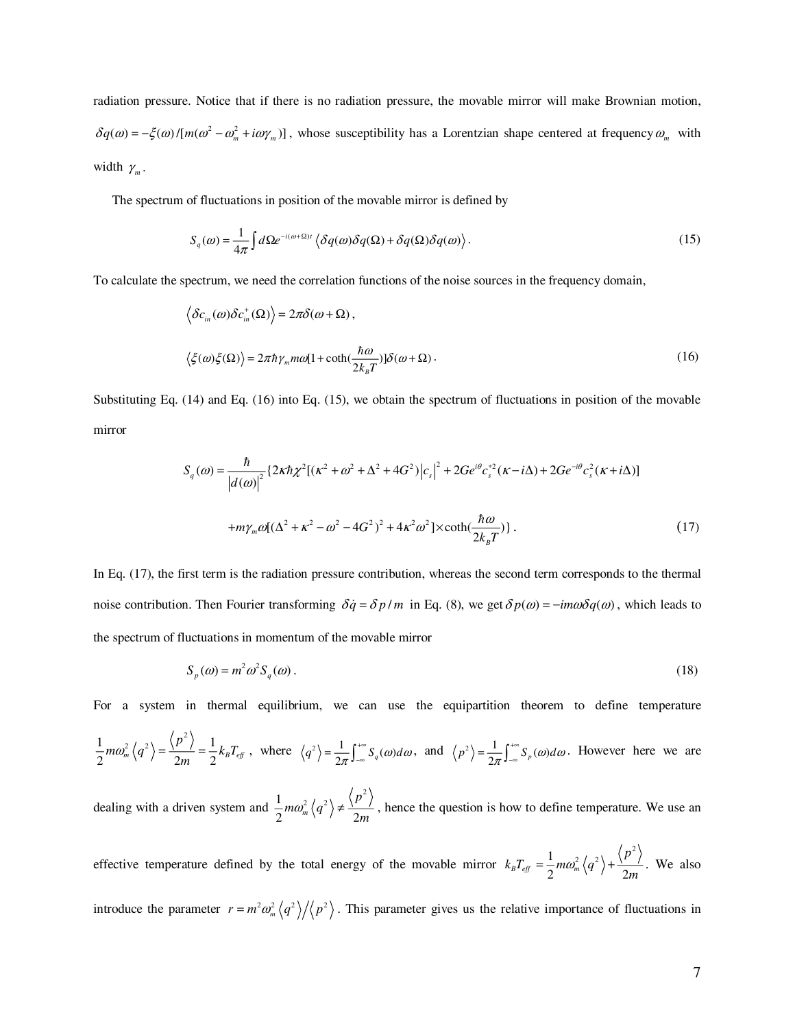radiation pressure. Notice that if there is no radiation pressure, the movable mirror will make Brownian motion, $\delta q(\omega) = -\xi(\omega)/[m(\omega^2 - \omega_m^2 + i\omega\gamma_m)]$, whose susceptibility has a Lorentzian shape centered at frequency $\omega_m$ with width $\gamma_m$.

The spectrum of fluctuations in position of the movable mirror is defined by

$$S_q(\omega) = \frac{1}{4\pi}\int d\Omega e^{-i(\omega+\Omega)t}\left\langle \delta q(\omega)\delta q(\Omega) + \delta q(\Omega)\delta q(\omega)\right\rangle . \tag{15}$$

To calculate the spectrum, we need the correlation functions of the noise sources in the frequency domain,

$$\left\langle \delta c_{in}(\omega)\delta c_{in}^{+}(\Omega)\right\rangle = 2\pi\delta(\omega+\Omega),$$

$$\left\langle \xi(\omega)\xi(\Omega)\right\rangle = 2\pi\hbar\gamma_m m\omega[1+\coth(\frac{\hbar\omega}{2k_BT})]\delta(\omega+\Omega). \tag{16}$$

Substituting Eq. (14) and Eq. (16) into Eq. (15), we obtain the spectrum of fluctuations in position of the movable mirror

$$S_q(\omega) = \frac{\hbar}{\left|d(\omega)\right|^2}\{2\kappa\hbar\chi^2[(\kappa^2+\omega^2+\Delta^2+4G^2)\left|c_s\right|^2 + 2Ge^{i\theta}c_s^{*2}(\kappa - i\Delta) + 2Ge^{-i\theta}c_s^2(\kappa+i\Delta)]$$

$$+ m\gamma_m\omega[(\Delta^2+\kappa^2-\omega^2-4G^2)^2+4\kappa^2\omega^2]\times\coth(\frac{\hbar\omega}{2k_BT})\}. \tag{17}$$

In Eq. (17), the first term is the radiation pressure contribution, whereas the second term corresponds to the thermal noise contribution. Then Fourier transforming $\delta\dot{q} = \delta p/m$ in Eq. (8), we get $\delta p(\omega) = -im\omega\delta q(\omega)$, which leads to the spectrum of fluctuations in momentum of the movable mirror

$$S_p(\omega) = m^2\omega^2 S_q(\omega). \tag{18}$$

For a system in thermal equilibrium, we can use the equipartition theorem to define temperature $\frac{1}{2}m\omega_m^2\left\langle q^2\right\rangle = \frac{\left\langle p^2\right\rangle}{2m} = \frac{1}{2}k_BT_{eff}$, where $\left\langle q^2\right\rangle = \frac{1}{2\pi}\int_{-\infty}^{+\infty}S_q(\omega)d\omega$, and $\left\langle p^2\right\rangle = \frac{1}{2\pi}\int_{-\infty}^{+\infty}S_p(\omega)d\omega$. However here we are dealing with a driven system and $\frac{1}{2}m\omega_m^2\left\langle q^2\right\rangle \neq \frac{\left\langle p^2\right\rangle}{2m}$, hence the question is how to define temperature. We use an effective temperature defined by the total energy of the movable mirror $k_BT_{eff} = \frac{1}{2}m\omega_m^2\left\langle q^2\right\rangle + \frac{\left\langle p^2\right\rangle}{2m}$. We also introduce the parameter $r = m^2\omega_m^2\left\langle q^2\right\rangle/\left\langle p^2\right\rangle$. This parameter gives us the relative importance of fluctuations in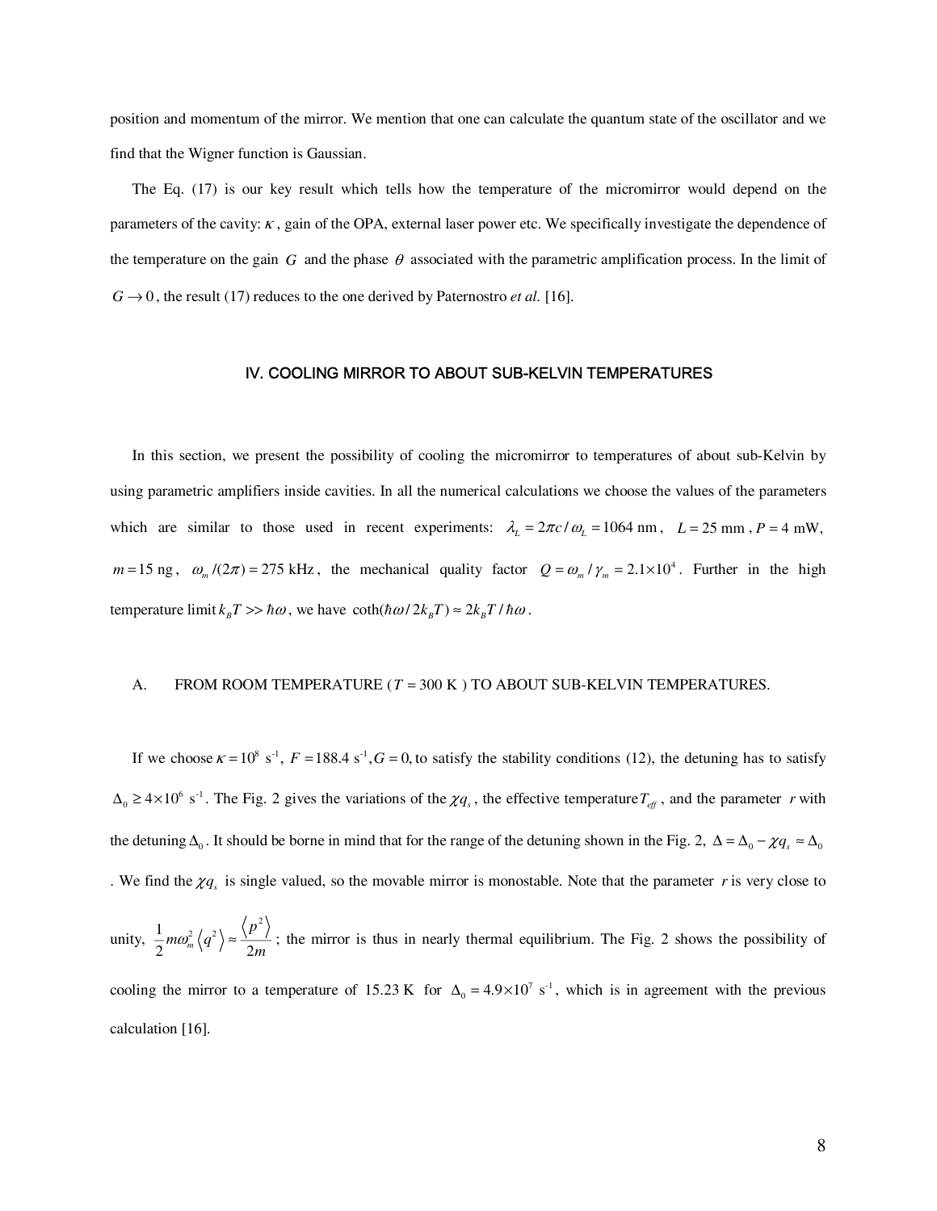position and momentum of the mirror. We mention that one can calculate the quantum state of the oscillator and we find that the Wigner function is Gaussian.

The Eq. (17) is our key result which tells how the temperature of the micromirror would depend on the parameters of the cavity: $\kappa$, gain of the OPA, external laser power etc. We specifically investigate the dependence of the temperature on the gain $G$ and the phase $\theta$ associated with the parametric amplification process. In the limit of $G \to 0$, the result (17) reduces to the one derived by Paternostro *et al.* [16].

## IV. COOLING MIRROR TO ABOUT SUB-KELVIN TEMPERATURES

In this section, we present the possibility of cooling the micromirror to temperatures of about sub-Kelvin by using parametric amplifiers inside cavities. In all the numerical calculations we choose the values of the parameters which are similar to those used in recent experiments: $\lambda_L = 2\pi c/\omega_L = 1064$ nm, $L = 25$ mm, $P = 4$ mW, $m = 15$ ng, $\omega_m/(2\pi) = 275$ kHz, the mechanical quality factor $Q = \omega_m/\gamma_m = 2.1\times10^4$. Further in the high temperature limit $k_B T >> \hbar\omega$, we have $\coth(\hbar\omega/2k_B T) \approx 2k_B T/\hbar\omega$.

### A. FROM ROOM TEMPERATURE ($T = 300$ K) TO ABOUT SUB-KELVIN TEMPERATURES.

If we choose $\kappa = 10^8$ s$^{-1}$, $F = 188.4$ s$^{-1}$, $G = 0$, to satisfy the stability conditions (12), the detuning has to satisfy $\Delta_0 \geq 4\times10^6$ s$^{-1}$. The Fig. 2 gives the variations of the $\chi q_s$, the effective temperature $T_{eff}$, and the parameter $r$ with the detuning $\Delta_0$. It should be borne in mind that for the range of the detuning shown in the Fig. 2, $\Delta = \Delta_0 - \chi q_s \approx \Delta_0$. We find the $\chi q_s$ is single valued, so the movable mirror is monostable. Note that the parameter $r$ is very close to unity, $\frac{1}{2} m\omega_m^2 \langle q^2 \rangle \approx \frac{\langle p^2 \rangle}{2m}$; the mirror is thus in nearly thermal equilibrium. The Fig. 2 shows the possibility of cooling the mirror to a temperature of 15.23 K for $\Delta_0 = 4.9\times10^7$ s$^{-1}$, which is in agreement with the previous calculation [16].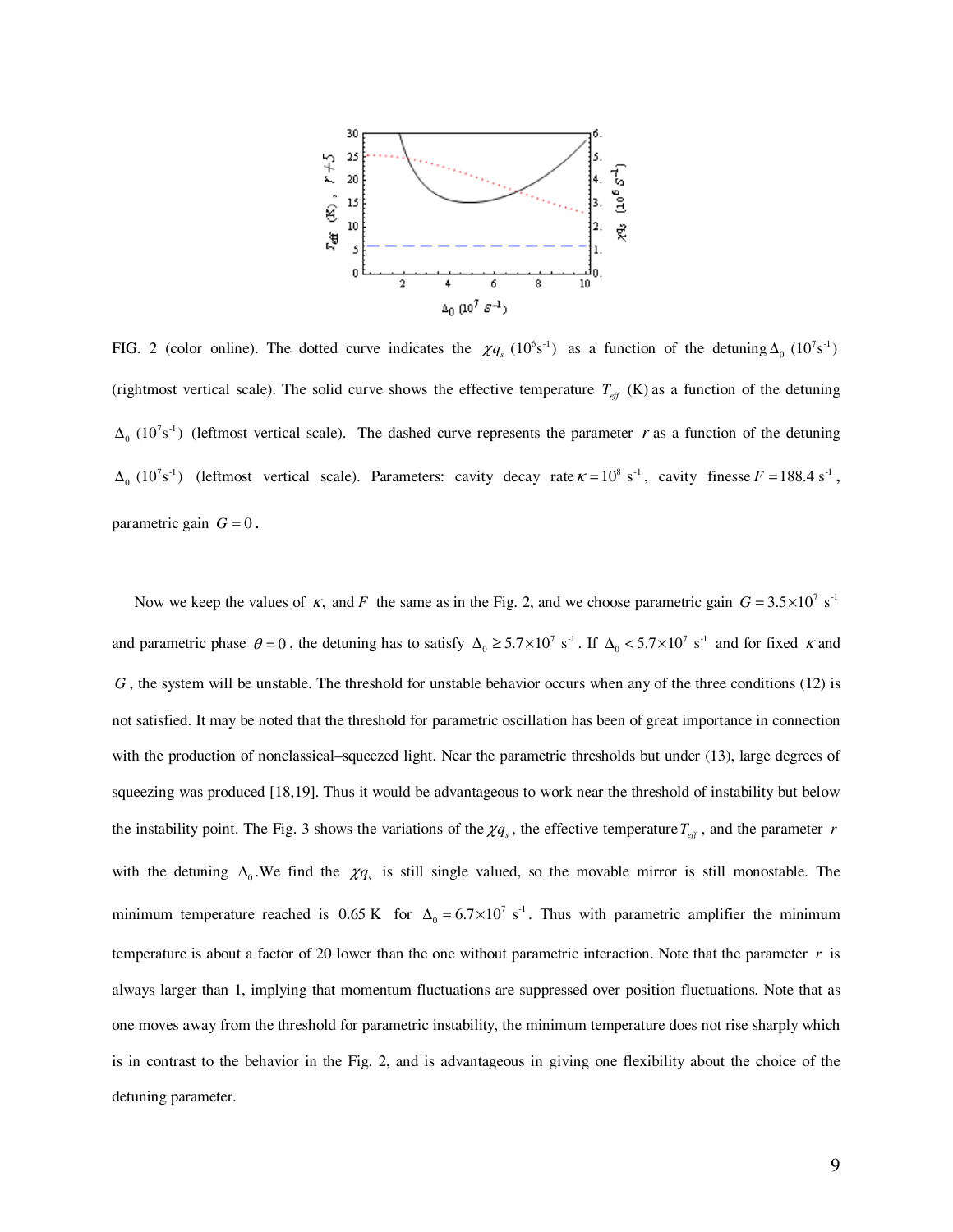FIG. 2 (color online). The dotted curve indicates the $\chi q_s$ ($10^6$s$^{-1}$) as a function of the detuning $\Delta_0$ ($10^7$s$^{-1}$) (rightmost vertical scale). The solid curve shows the effective temperature $T_{eff}$ (K) as a function of the detuning $\Delta_0$ ($10^7$s$^{-1}$) (leftmost vertical scale). The dashed curve represents the parameter $r$ as a function of the detuning $\Delta_0$ ($10^7$s$^{-1}$) (leftmost vertical scale). Parameters: cavity decay rate $\kappa = 10^8$ s$^{-1}$, cavity finesse $F = 188.4$ s$^{-1}$, parametric gain $G = 0$.

Now we keep the values of $\kappa$, and $F$ the same as in the Fig. 2, and we choose parametric gain $G = 3.5\times10^7$ s$^{-1}$ and parametric phase $\theta = 0$, the detuning has to satisfy $\Delta_0 \geq 5.7\times10^7$ s$^{-1}$. If $\Delta_0 < 5.7\times10^7$ s$^{-1}$ and for fixed $\kappa$ and $G$, the system will be unstable. The threshold for unstable behavior occurs when any of the three conditions (12) is not satisfied. It may be noted that the threshold for parametric oscillation has been of great importance in connection with the production of nonclassical–squeezed light. Near the parametric thresholds but under (13), large degrees of squeezing was produced [18,19]. Thus it would be advantageous to work near the threshold of instability but below the instability point. The Fig. 3 shows the variations of the $\chi q_s$, the effective temperature $T_{eff}$, and the parameter $r$ with the detuning $\Delta_0$. We find the $\chi q_s$ is still single valued, so the movable mirror is still monostable. The minimum temperature reached is 0.65 K for $\Delta_0 = 6.7\times10^7$ s$^{-1}$. Thus with parametric amplifier the minimum temperature is about a factor of 20 lower than the one without parametric interaction. Note that the parameter $r$ is always larger than 1, implying that momentum fluctuations are suppressed over position fluctuations. Note that as one moves away from the threshold for parametric instability, the minimum temperature does not rise sharply which is in contrast to the behavior in the Fig. 2, and is advantageous in giving one flexibility about the choice of the detuning parameter.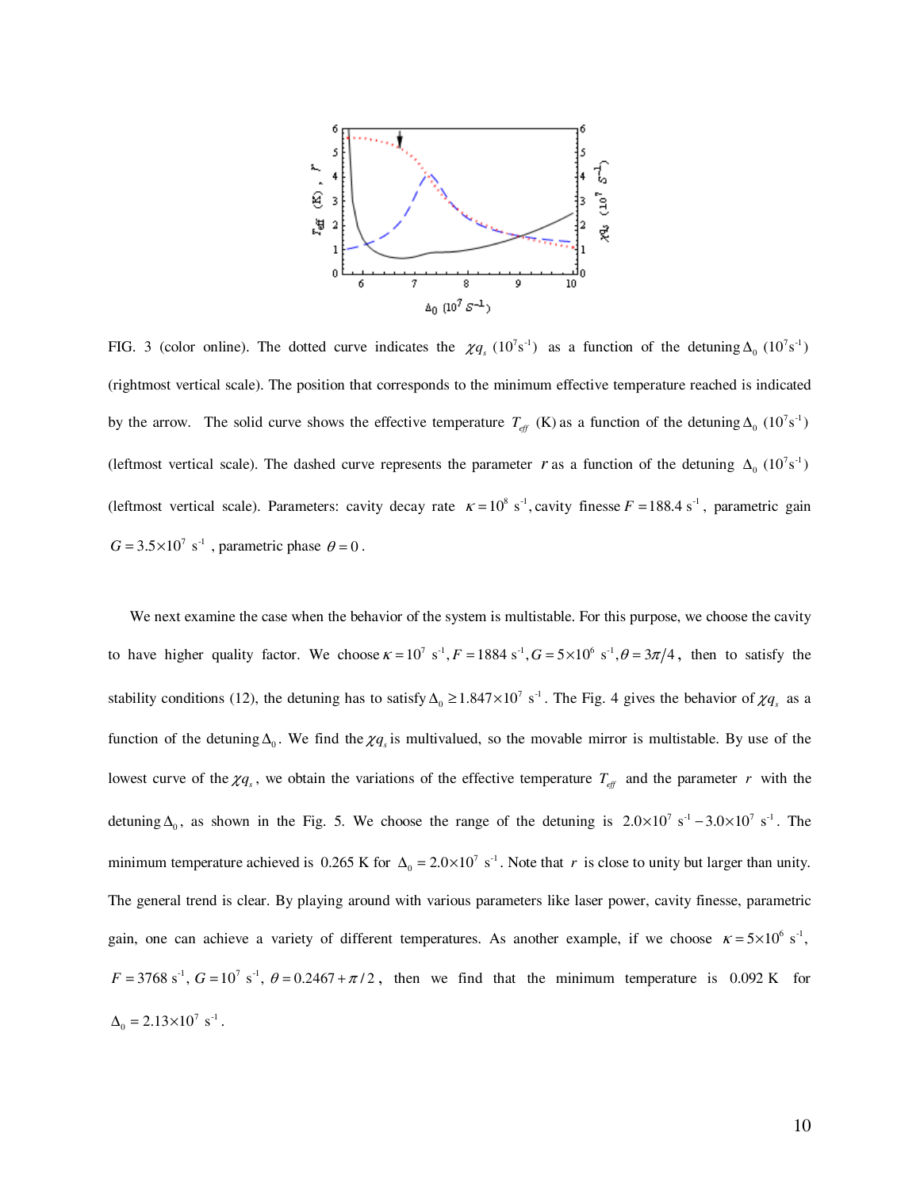FIG. 3 (color online). The dotted curve indicates the $\chi q_s$ ($10^7$s$^{-1}$) as a function of the detuning $\Delta_0$ ($10^7$s$^{-1}$) (rightmost vertical scale). The position that corresponds to the minimum effective temperature reached is indicated by the arrow. The solid curve shows the effective temperature $T_{eff}$ (K) as a function of the detuning $\Delta_0$ ($10^7$s$^{-1}$) (leftmost vertical scale). The dashed curve represents the parameter $r$ as a function of the detuning $\Delta_0$ ($10^7$s$^{-1}$) (leftmost vertical scale). Parameters: cavity decay rate $\kappa = 10^8$ s$^{-1}$, cavity finesse $F = 188.4$ s$^{-1}$, parametric gain $G = 3.5\times10^7$ s$^{-1}$, parametric phase $\theta = 0$.

We next examine the case when the behavior of the system is multistable. For this purpose, we choose the cavity to have higher quality factor. We choose $\kappa = 10^7$ s$^{-1}$, $F = 1884$ s$^{-1}$, $G = 5\times10^6$ s$^{-1}$, $\theta = 3\pi/4$, then to satisfy the stability conditions (12), the detuning has to satisfy $\Delta_0 \geq 1.847\times10^7$ s$^{-1}$. The Fig. 4 gives the behavior of $\chi q_s$ as a function of the detuning $\Delta_0$. We find the $\chi q_s$ is multivalued, so the movable mirror is multistable. By use of the lowest curve of the $\chi q_s$, we obtain the variations of the effective temperature $T_{eff}$ and the parameter $r$ with the detuning $\Delta_0$, as shown in the Fig. 5. We choose the range of the detuning is $2.0\times10^7$ s$^{-1}$ $-3.0\times10^7$ s$^{-1}$. The minimum temperature achieved is 0.265 K for $\Delta_0 = 2.0\times10^7$ s$^{-1}$. Note that $r$ is close to unity but larger than unity. The general trend is clear. By playing around with various parameters like laser power, cavity finesse, parametric gain, one can achieve a variety of different temperatures. As another example, if we choose $\kappa = 5\times10^6$ s$^{-1}$, $F = 3768$ s$^{-1}$, $G = 10^7$ s$^{-1}$, $\theta = 0.2467 + \pi/2$, then we find that the minimum temperature is 0.092 K for $\Delta_0 = 2.13\times10^7$ s$^{-1}$.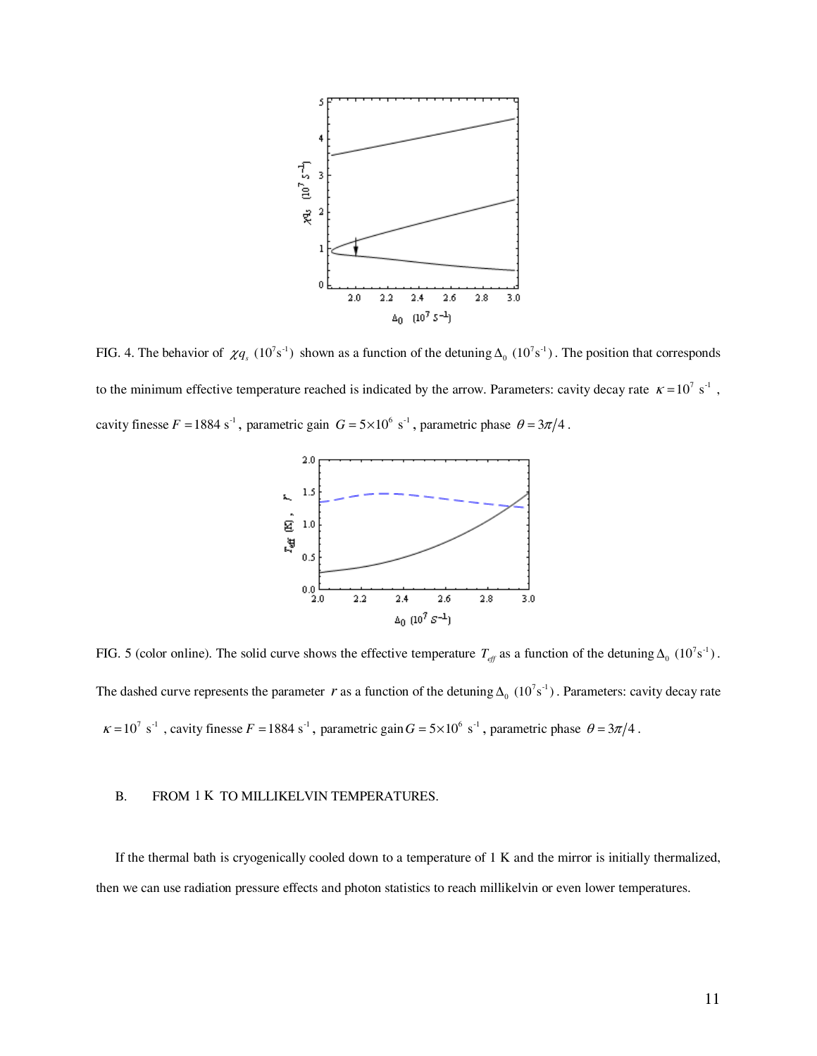FIG. 4. The behavior of $\chi q_s$ $(10^7\text{s}^{-1})$ shown as a function of the detuning $\Delta_0$ $(10^7\text{s}^{-1})$. The position that corresponds to the minimum effective temperature reached is indicated by the arrow. Parameters: cavity decay rate $\kappa = 10^7$ s$^{-1}$, cavity finesse $F = 1884$ s$^{-1}$, parametric gain $G = 5\times10^6$ s$^{-1}$, parametric phase $\theta = 3\pi/4$.

FIG. 5 (color online). The solid curve shows the effective temperature $T_{eff}$ as a function of the detuning $\Delta_0$ $(10^7\text{s}^{-1})$. The dashed curve represents the parameter $r$ as a function of the detuning $\Delta_0$ $(10^7\text{s}^{-1})$. Parameters: cavity decay rate $\kappa = 10^7$ s$^{-1}$, cavity finesse $F = 1884$ s$^{-1}$, parametric gain $G = 5\times10^6$ s$^{-1}$, parametric phase $\theta = 3\pi/4$.

### B. FROM 1 K TO MILLIKELVIN TEMPERATURES.

If the thermal bath is cryogenically cooled down to a temperature of 1 K and the mirror is initially thermalized, then we can use radiation pressure effects and photon statistics to reach millikelvin or even lower temperatures.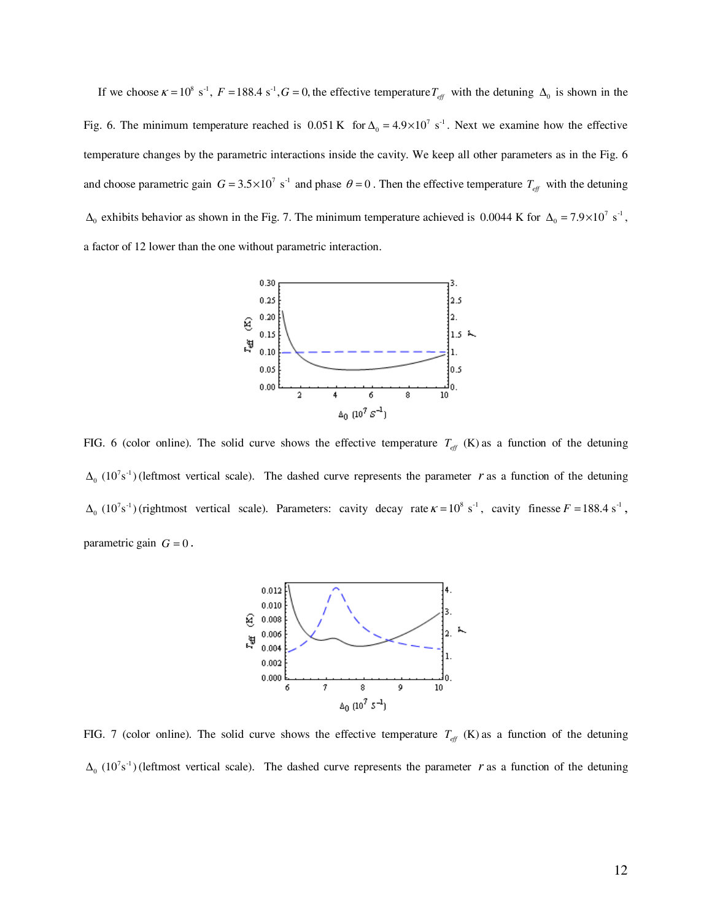If we choose $\kappa = 10^8$ s$^{-1}$, $F = 188.4$ s$^{-1}$, $G = 0$, the effective temperature $T_{eff}$ with the detuning $\Delta_0$ is shown in the Fig. 6. The minimum temperature reached is $0.051$ K for $\Delta_0 = 4.9\times10^7$ s$^{-1}$. Next we examine how the effective temperature changes by the parametric interactions inside the cavity. We keep all other parameters as in the Fig. 6 and choose parametric gain $G = 3.5\times10^7$ s$^{-1}$ and phase $\theta = 0$. Then the effective temperature $T_{eff}$ with the detuning $\Delta_0$ exhibits behavior as shown in the Fig. 7. The minimum temperature achieved is $0.0044$ K for $\Delta_0 = 7.9\times10^7$ s$^{-1}$, a factor of 12 lower than the one without parametric interaction.

FIG. 6 (color online). The solid curve shows the effective temperature $T_{eff}$ (K) as a function of the detuning $\Delta_0$ ($10^7$s$^{-1}$) (leftmost vertical scale). The dashed curve represents the parameter $r$ as a function of the detuning $\Delta_0$ ($10^7$s$^{-1}$) (rightmost vertical scale). Parameters: cavity decay rate $\kappa = 10^8$ s$^{-1}$, cavity finesse $F = 188.4$ s$^{-1}$, parametric gain $G = 0$.

FIG. 7 (color online). The solid curve shows the effective temperature $T_{eff}$ (K) as a function of the detuning $\Delta_0$ ($10^7$s$^{-1}$) (leftmost vertical scale). The dashed curve represents the parameter $r$ as a function of the detuning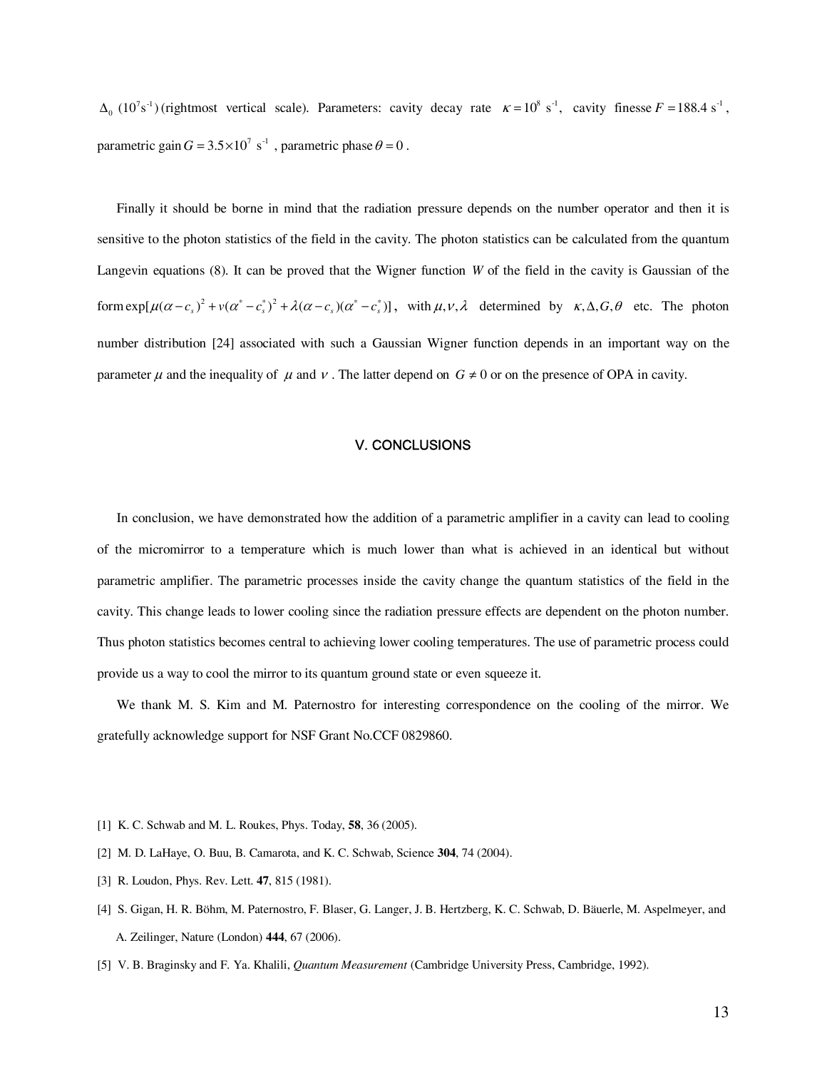$\Delta_0$ ($10^7\text{s}^{-1}$) (rightmost vertical scale). Parameters: cavity decay rate $\kappa = 10^8$ s$^{-1}$, cavity finesse $F = 188.4$ s$^{-1}$, parametric gain $G = 3.5\times10^7$ s$^{-1}$, parametric phase $\theta = 0$.

Finally it should be borne in mind that the radiation pressure depends on the number operator and then it is sensitive to the photon statistics of the field in the cavity. The photon statistics can be calculated from the quantum Langevin equations (8). It can be proved that the Wigner function $W$ of the field in the cavity is Gaussian of the form $\exp[\mu(\alpha - c_s)^2 + \nu(\alpha^* - c_s^*)^2 + \lambda(\alpha - c_s)(\alpha^* - c_s^*)]$, with $\mu, \nu, \lambda$ determined by $\kappa, \Delta, G, \theta$ etc. The photon number distribution [24] associated with such a Gaussian Wigner function depends in an important way on the parameter $\mu$ and the inequality of $\mu$ and $\nu$. The latter depend on $G \neq 0$ or on the presence of OPA in cavity.

## V. CONCLUSIONS

In conclusion, we have demonstrated how the addition of a parametric amplifier in a cavity can lead to cooling of the micromirror to a temperature which is much lower than what is achieved in an identical but without parametric amplifier. The parametric processes inside the cavity change the quantum statistics of the field in the cavity. This change leads to lower cooling since the radiation pressure effects are dependent on the photon number. Thus photon statistics becomes central to achieving lower cooling temperatures. The use of parametric process could provide us a way to cool the mirror to its quantum ground state or even squeeze it.

We thank M. S. Kim and M. Paternostro for interesting correspondence on the cooling of the mirror. We gratefully acknowledge support for NSF Grant No.CCF 0829860.

[1] K. C. Schwab and M. L. Roukes, Phys. Today, **58**, 36 (2005).

[2] M. D. LaHaye, O. Buu, B. Camarota, and K. C. Schwab, Science **304**, 74 (2004).

[3] R. Loudon, Phys. Rev. Lett. **47**, 815 (1981).

[4] S. Gigan, H. R. Böhm, M. Paternostro, F. Blaser, G. Langer, J. B. Hertzberg, K. C. Schwab, D. Bäuerle, M. Aspelmeyer, and A. Zeilinger, Nature (London) **444**, 67 (2006).

[5] V. B. Braginsky and F. Ya. Khalili, *Quantum Measurement* (Cambridge University Press, Cambridge, 1992).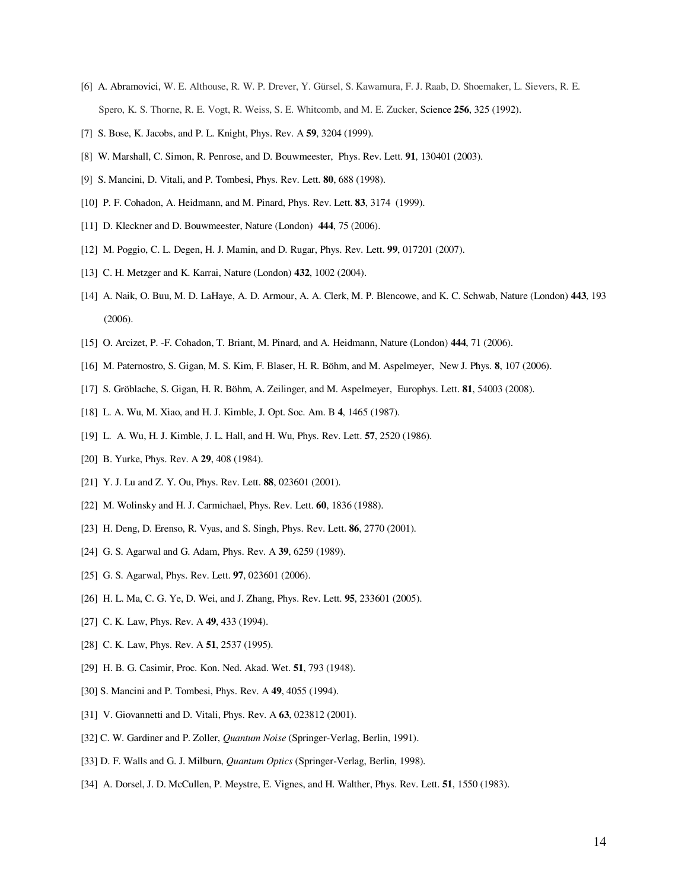[6] A. Abramovici, W. E. Althouse, R. W. P. Drever, Y. Gürsel, S. Kawamura, F. J. Raab, D. Shoemaker, L. Sievers, R. E. Spero, K. S. Thorne, R. E. Vogt, R. Weiss, S. E. Whitcomb, and M. E. Zucker, Science **256**, 325 (1992).

[7] S. Bose, K. Jacobs, and P. L. Knight, Phys. Rev. A **59**, 3204 (1999).

[8] W. Marshall, C. Simon, R. Penrose, and D. Bouwmeester, Phys. Rev. Lett. **91**, 130401 (2003).

[9] S. Mancini, D. Vitali, and P. Tombesi, Phys. Rev. Lett. **80**, 688 (1998).

[10] P. F. Cohadon, A. Heidmann, and M. Pinard, Phys. Rev. Lett. **83**, 3174 (1999).

[11] D. Kleckner and D. Bouwmeester, Nature (London) **444**, 75 (2006).

[12] M. Poggio, C. L. Degen, H. J. Mamin, and D. Rugar, Phys. Rev. Lett. **99**, 017201 (2007).

[13] C. H. Metzger and K. Karrai, Nature (London) **432**, 1002 (2004).

[14] A. Naik, O. Buu, M. D. LaHaye, A. D. Armour, A. A. Clerk, M. P. Blencowe, and K. C. Schwab, Nature (London) **443**, 193 (2006).

[15] O. Arcizet, P. -F. Cohadon, T. Briant, M. Pinard, and A. Heidmann, Nature (London) **444**, 71 (2006).

[16] M. Paternostro, S. Gigan, M. S. Kim, F. Blaser, H. R. Böhm, and M. Aspelmeyer, New J. Phys. **8**, 107 (2006).

[17] S. Gröblache, S. Gigan, H. R. Böhm, A. Zeilinger, and M. Aspelmeyer, Europhys. Lett. **81**, 54003 (2008).

[18] L. A. Wu, M. Xiao, and H. J. Kimble, J. Opt. Soc. Am. B **4**, 1465 (1987).

[19] L. A. Wu, H. J. Kimble, J. L. Hall, and H. Wu, Phys. Rev. Lett. **57**, 2520 (1986).

[20] B. Yurke, Phys. Rev. A **29**, 408 (1984).

[21] Y. J. Lu and Z. Y. Ou, Phys. Rev. Lett. **88**, 023601 (2001).

[22] M. Wolinsky and H. J. Carmichael, Phys. Rev. Lett. **60**, 1836 (1988).

[23] H. Deng, D. Erenso, R. Vyas, and S. Singh, Phys. Rev. Lett. **86**, 2770 (2001).

[24] G. S. Agarwal and G. Adam, Phys. Rev. A **39**, 6259 (1989).

[25] G. S. Agarwal, Phys. Rev. Lett. **97**, 023601 (2006).

[26] H. L. Ma, C. G. Ye, D. Wei, and J. Zhang, Phys. Rev. Lett. **95**, 233601 (2005).

[27] C. K. Law, Phys. Rev. A **49**, 433 (1994).

[28] C. K. Law, Phys. Rev. A **51**, 2537 (1995).

[29] H. B. G. Casimir, Proc. Kon. Ned. Akad. Wet. **51**, 793 (1948).

[30] S. Mancini and P. Tombesi, Phys. Rev. A **49**, 4055 (1994).

[31] V. Giovannetti and D. Vitali, Phys. Rev. A **63**, 023812 (2001).

[32] C. W. Gardiner and P. Zoller, *Quantum Noise* (Springer-Verlag, Berlin, 1991).

[33] D. F. Walls and G. J. Milburn, *Quantum Optics* (Springer-Verlag, Berlin, 1998).

[34] A. Dorsel, J. D. McCullen, P. Meystre, E. Vignes, and H. Walther, Phys. Rev. Lett. **51**, 1550 (1983).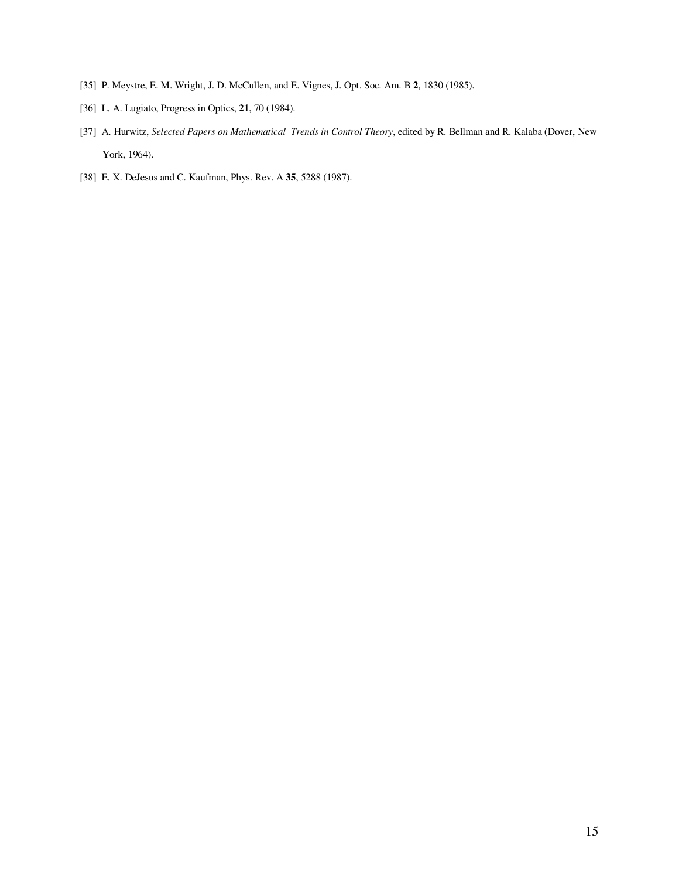[35] P. Meystre, E. M. Wright, J. D. McCullen, and E. Vignes, J. Opt. Soc. Am. B **2**, 1830 (1985).

[36] L. A. Lugiato, Progress in Optics, **21**, 70 (1984).

[37] A. Hurwitz, *Selected Papers on Mathematical Trends in Control Theory*, edited by R. Bellman and R. Kalaba (Dover, New York, 1964).

[38] E. X. DeJesus and C. Kaufman, Phys. Rev. A **35**, 5288 (1987).